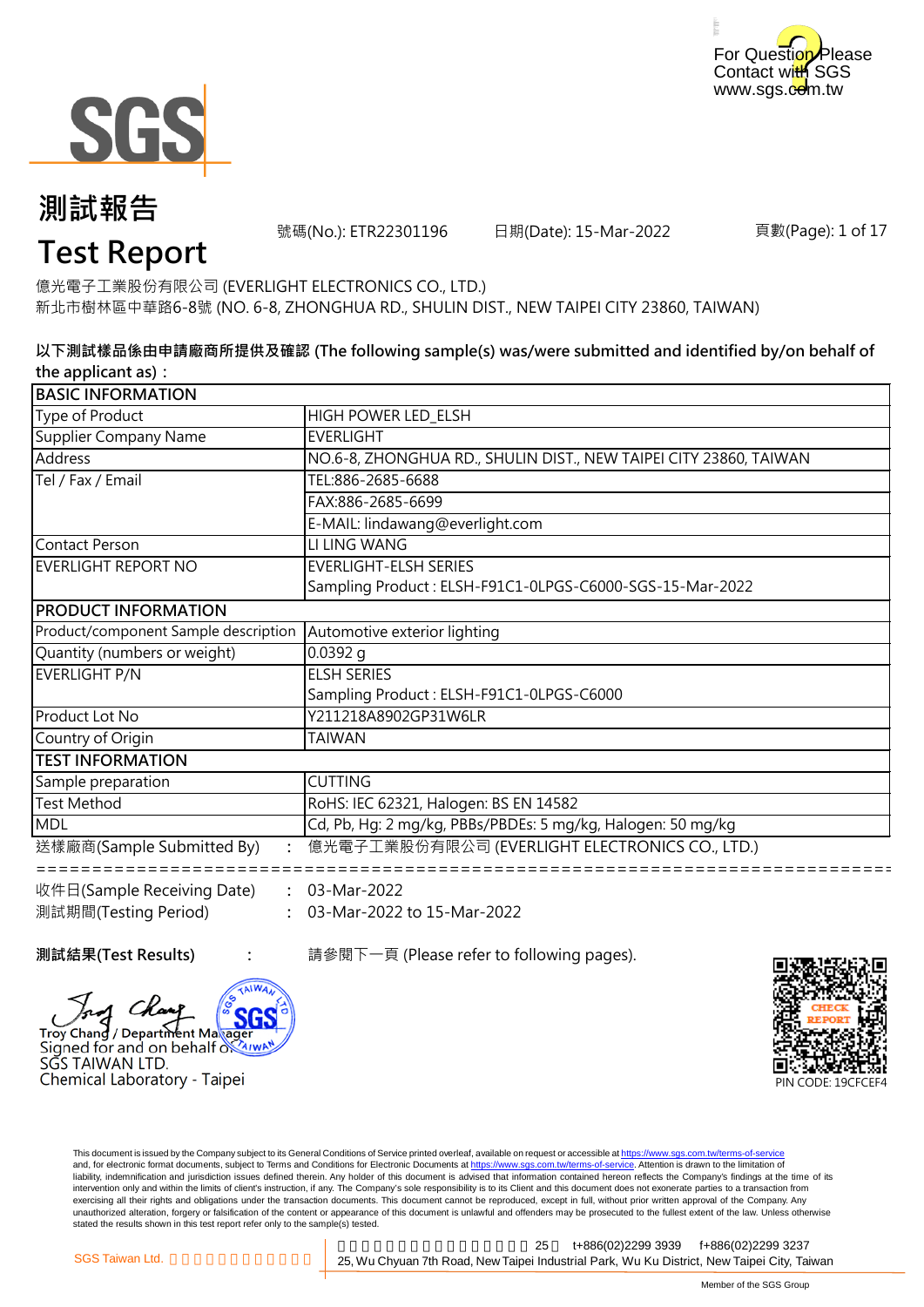For Question Please Contact with SGS
www.sgs.com.tw

# 測試報告
# Test Report

號碼(No.): ETR22301196　　日期(Date): 15-Mar-2022　　頁數(Page): 1 of 17

億光電子工業股份有限公司 (EVERLIGHT ELECTRONICS CO., LTD.)
新北市樹林區中華路6-8號 (NO. 6-8, ZHONGHUA RD., SHULIN DIST., NEW TAIPEI CITY 23860, TAIWAN)

**以下測試樣品係由申請廠商所提供及確認 (The following sample(s) was/were submitted and identified by/on behalf of the applicant as)：**

| BASIC INFORMATION | |
|---|---|
| Type of Product | HIGH POWER LED_ELSH |
| Supplier Company Name | EVERLIGHT |
| Address | NO.6-8, ZHONGHUA RD., SHULIN DIST., NEW TAIPEI CITY 23860, TAIWAN |
| Tel / Fax / Email | TEL:886-2685-6688<br>FAX:886-2685-6699<br>E-MAIL: lindawang@everlight.com |
| Contact Person | LI LING WANG |
| EVERLIGHT REPORT NO | EVERLIGHT-ELSH SERIES<br>Sampling Product : ELSH-F91C1-0LPGS-C6000-SGS-15-Mar-2022 |
| **PRODUCT INFORMATION** | |
| Product/component Sample description | Automotive exterior lighting |
| Quantity (numbers or weight) | 0.0392 g |
| EVERLIGHT P/N | ELSH SERIES<br>Sampling Product : ELSH-F91C1-0LPGS-C6000 |
| Product Lot No | Y211218A8902GP31W6LR |
| Country of Origin | TAIWAN |
| **TEST INFORMATION** | |
| Sample preparation | CUTTING |
| Test Method | RoHS: IEC 62321, Halogen: BS EN 14582 |
| MDL | Cd, Pb, Hg: 2 mg/kg, PBBs/PBDEs: 5 mg/kg, Halogen: 50 mg/kg |

送樣廠商(Sample Submitted By)　:　億光電子工業股份有限公司 (EVERLIGHT ELECTRONICS CO., LTD.)

==========================================================================

收件日(Sample Receiving Date)　:　03-Mar-2022
測試期間(Testing Period)　:　03-Mar-2022 to 15-Mar-2022

**測試結果(Test Results)**　:　請參閱下一頁 (Please refer to following pages).

Troy Chang / Department Manager
Signed for and on behalf of
SGS TAIWAN LTD.
Chemical Laboratory - Taipei

CHECK REPORT
PIN CODE: 19CFCEF4

This document is issued by the Company subject to its General Conditions of Service printed overleaf, available on request or accessible at https://www.sgs.com.tw/terms-of-service and, for electronic format documents, subject to Terms and Conditions for Electronic Documents at https://www.sgs.com.tw/terms-of-service. Attention is drawn to the limitation of liability, indemnification and jurisdiction issues defined therein. Any holder of this document is advised that information contained hereon reflects the Company's findings at the time of its intervention only and within the limits of client's instruction, if any. The Company's sole responsibility is to its Client and this document does not exonerate parties to a transaction from exercising all their rights and obligations under the transaction documents. This document cannot be reproduced, except in full, without prior written approval of the Company. Any unauthorized alteration, forgery or falsification of the content or appearance of this document is unlawful and offenders may be prosecuted to the fullest extent of the law. Unless otherwise stated the results shown in this test report refer only to the sample(s) tested.

SGS Taiwan Ltd.　25　t+886(02)2299 3939　f+886(02)2299 3237
25, Wu Chyuan 7th Road, New Taipei Industrial Park, Wu Ku District, New Taipei City, Taiwan

Member of the SGS Group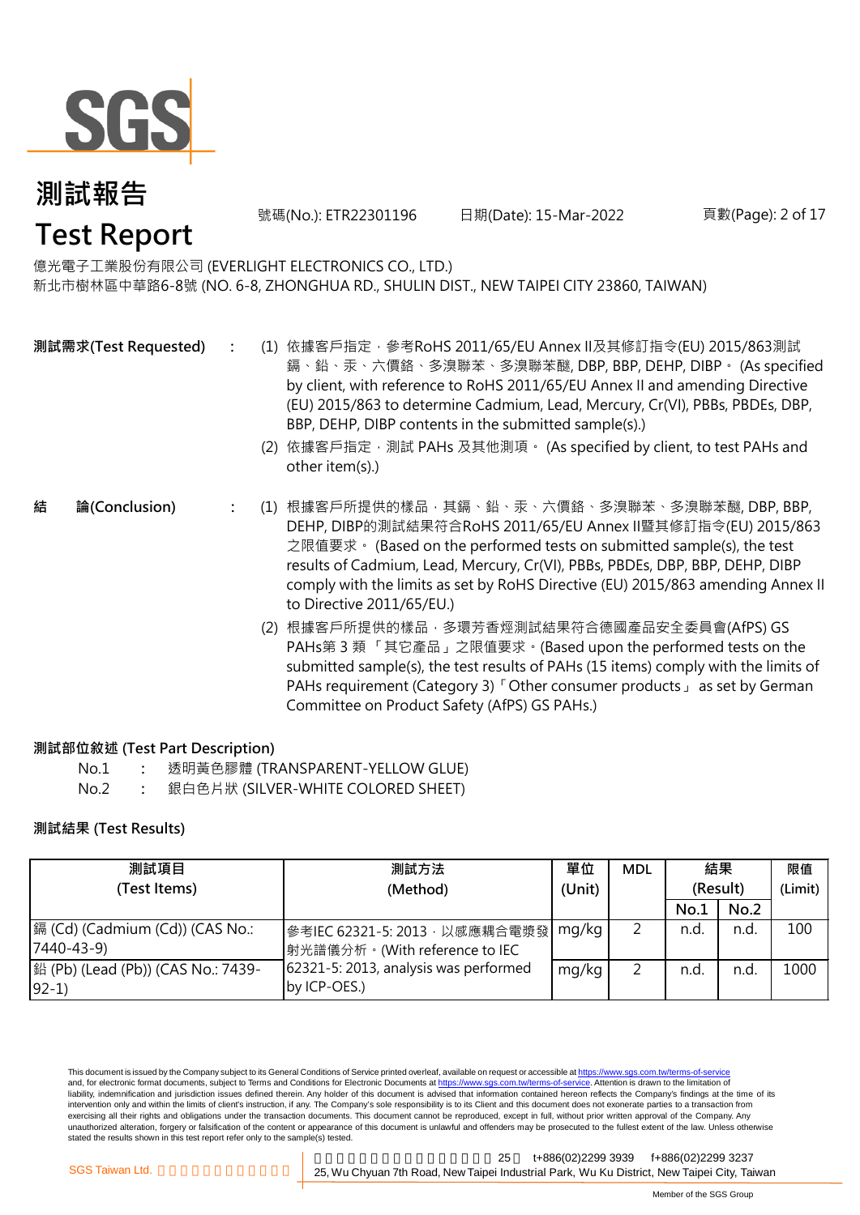# 測試報告
# Test Report

號碼(No.): ETR22301196　　日期(Date): 15-Mar-2022

億光電子工業股份有限公司 (EVERLIGHT ELECTRONICS CO., LTD.)
新北市樹林區中華路6-8號 (NO. 6-8, ZHONGHUA RD., SHULIN DIST., NEW TAIPEI CITY 23860, TAIWAN)

**測試需求(Test Requested)** :

(1) 依據客戶指定，參考RoHS 2011/65/EU Annex II及其修訂指令(EU) 2015/863測試鎘、鉛、汞、六價鉻、多溴聯苯、多溴聯苯醚, DBP, BBP, DEHP, DIBP。 (As specified by client, with reference to RoHS 2011/65/EU Annex II and amending Directive (EU) 2015/863 to determine Cadmium, Lead, Mercury, Cr(VI), PBBs, PBDEs, DBP, BBP, DEHP, DIBP contents in the submitted sample(s).)

(2) 依據客戶指定，測試 PAHs 及其他測項。 (As specified by client, to test PAHs and other item(s).)

**結　論(Conclusion)** :

(1) 根據客戶所提供的樣品，其鎘、鉛、汞、六價鉻、多溴聯苯、多溴聯苯醚, DBP, BBP, DEHP, DIBP的測試結果符合RoHS 2011/65/EU Annex II暨其修訂指令(EU) 2015/863之限值要求。 (Based on the performed tests on submitted sample(s), the test results of Cadmium, Lead, Mercury, Cr(VI), PBBs, PBDEs, DBP, BBP, DEHP, DIBP comply with the limits as set by RoHS Directive (EU) 2015/863 amending Annex II to Directive 2011/65/EU.)

(2) 根據客戶所提供的樣品，多環芳香烴測試結果符合德國產品安全委員會(AfPS) GS PAHs第 3 類 「其它產品」之限值要求。(Based upon the performed tests on the submitted sample(s), the test results of PAHs (15 items) comply with the limits of PAHs requirement (Category 3)「Other consumer products」 as set by German Committee on Product Safety (AfPS) GS PAHs.)

**測試部位敘述 (Test Part Description)**

No.1 : 透明黃色膠體 (TRANSPARENT-YELLOW GLUE)
No.2 : 銀白色片狀 (SILVER-WHITE COLORED SHEET)

**測試結果 (Test Results)**

| 測試項目 (Test Items) | 測試方法 (Method) | 單位 (Unit) | MDL | 結果 (Result) | | 限值 (Limit) |
|---|---|---|---|---|---|---|
| | | | | No.1 | No.2 | |
| 鎘 (Cd) (Cadmium (Cd)) (CAS No.: 7440-43-9) | 參考IEC 62321-5: 2013，以感應耦合電漿發射光譜儀分析。(With reference to IEC 62321-5: 2013, analysis was performed by ICP-OES.) | mg/kg | 2 | n.d. | n.d. | 100 |
| 鉛 (Pb) (Lead (Pb)) (CAS No.: 7439-92-1) | | mg/kg | 2 | n.d. | n.d. | 1000 |

This document is issued by the Company subject to its General Conditions of Service printed overleaf, available on request or accessible at https://www.sgs.com.tw/terms-of-service and, for electronic format documents, subject to Terms and Conditions for Electronic Documents at https://www.sgs.com.tw/terms-of-service. Attention is drawn to the limitation of liability, indemnification and jurisdiction issues defined therein. Any holder of this document is advised that information contained hereon reflects the Company's findings at the time of its intervention only and within the limits of client's instruction, if any. The Company's sole responsibility is to its Client and this document does not exonerate parties to a transaction from exercising all their rights and obligations under the transaction documents. This document cannot be reproduced, except in full, without prior written approval of the Company. Any unauthorized alteration, forgery or falsification of the content or appearance of this document is unlawful and offenders may be prosecuted to the fullest extent of the law. Unless otherwise stated the results shown in this test report refer only to the sample(s) tested.

SGS Taiwan Ltd. | 25, Wu Chyuan 7th Road, New Taipei Industrial Park, Wu Ku District, New Taipei City, Taiwan | t+886(02)2299 3939 | f+886(02)2299 3237

Member of the SGS Group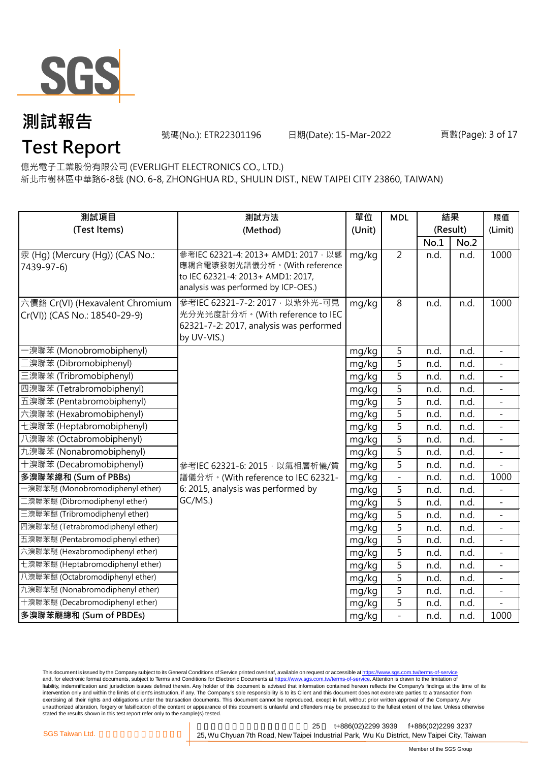# 測試報告

# Test Report

號碼(No.): ETR22301196　　日期(Date): 15-Mar-2022

億光電子工業股份有限公司 (EVERLIGHT ELECTRONICS CO., LTD.)

新北市樹林區中華路6-8號 (NO. 6-8, ZHONGHUA RD., SHULIN DIST., NEW TAIPEI CITY 23860, TAIWAN)

| 測試項目 (Test Items) | 測試方法 (Method) | 單位 (Unit) | MDL | 結果 (Result) No.1 | 結果 (Result) No.2 | 限值 (Limit) |
|---|---|---|---|---|---|---|
| 汞 (Hg) (Mercury (Hg)) (CAS No.: 7439-97-6) | 參考IEC 62321-4: 2013+ AMD1: 2017，以感應耦合電漿發射光譜儀分析。(With reference to IEC 62321-4: 2013+ AMD1: 2017, analysis was performed by ICP-OES.) | mg/kg | 2 | n.d. | n.d. | 1000 |
| 六價鉻 Cr(VI) (Hexavalent Chromium Cr(VI)) (CAS No.: 18540-29-9) | 參考IEC 62321-7-2: 2017，以紫外光-可見光分光光度計分析。(With reference to IEC 62321-7-2: 2017, analysis was performed by UV-VIS.) | mg/kg | 8 | n.d. | n.d. | 1000 |
| 一溴聯苯 (Monobromobiphenyl) | 參考IEC 62321-6: 2015，以氣相層析儀/質譜儀分析。(With reference to IEC 62321-6: 2015, analysis was performed by GC/MS.) | mg/kg | 5 | n.d. | n.d. | - |
| 二溴聯苯 (Dibromobiphenyl) | | mg/kg | 5 | n.d. | n.d. | - |
| 三溴聯苯 (Tribromobiphenyl) | | mg/kg | 5 | n.d. | n.d. | - |
| 四溴聯苯 (Tetrabromobiphenyl) | | mg/kg | 5 | n.d. | n.d. | - |
| 五溴聯苯 (Pentabromobiphenyl) | | mg/kg | 5 | n.d. | n.d. | - |
| 六溴聯苯 (Hexabromobiphenyl) | | mg/kg | 5 | n.d. | n.d. | - |
| 七溴聯苯 (Heptabromobiphenyl) | | mg/kg | 5 | n.d. | n.d. | - |
| 八溴聯苯 (Octabromobiphenyl) | | mg/kg | 5 | n.d. | n.d. | - |
| 九溴聯苯 (Nonabromobiphenyl) | | mg/kg | 5 | n.d. | n.d. | - |
| 十溴聯苯 (Decabromobiphenyl) | | mg/kg | 5 | n.d. | n.d. | - |
| **多溴聯苯總和 (Sum of PBBs)** | | mg/kg | - | n.d. | n.d. | 1000 |
| 一溴聯苯醚 (Monobromodiphenyl ether) | | mg/kg | 5 | n.d. | n.d. | - |
| 二溴聯苯醚 (Dibromodiphenyl ether) | | mg/kg | 5 | n.d. | n.d. | - |
| 三溴聯苯醚 (Tribromodiphenyl ether) | | mg/kg | 5 | n.d. | n.d. | - |
| 四溴聯苯醚 (Tetrabromodiphenyl ether) | | mg/kg | 5 | n.d. | n.d. | - |
| 五溴聯苯醚 (Pentabromodiphenyl ether) | | mg/kg | 5 | n.d. | n.d. | - |
| 六溴聯苯醚 (Hexabromodiphenyl ether) | | mg/kg | 5 | n.d. | n.d. | - |
| 七溴聯苯醚 (Heptabromodiphenyl ether) | | mg/kg | 5 | n.d. | n.d. | - |
| 八溴聯苯醚 (Octabromodiphenyl ether) | | mg/kg | 5 | n.d. | n.d. | - |
| 九溴聯苯醚 (Nonabromodiphenyl ether) | | mg/kg | 5 | n.d. | n.d. | - |
| 十溴聯苯醚 (Decabromodiphenyl ether) | | mg/kg | 5 | n.d. | n.d. | - |
| **多溴聯苯醚總和 (Sum of PBDEs)** | | mg/kg | - | n.d. | n.d. | 1000 |

This document is issued by the Company subject to its General Conditions of Service printed overleaf, available on request or accessible at https://www.sgs.com.tw/terms-of-service and, for electronic format documents, subject to Terms and Conditions for Electronic Documents at https://www.sgs.com.tw/terms-of-service. Attention is drawn to the limitation of liability, indemnification and jurisdiction issues defined therein. Any holder of this document is advised that information contained hereon reflects the Company's findings at the time of its intervention only and within the limits of client's instruction, if any. The Company's sole responsibility is to its Client and this document does not exonerate parties to a transaction from exercising all their rights and obligations under the transaction documents. This document cannot be reproduced, except in full, without prior written approval of the Company. Any unauthorized alteration, forgery or falsification of the content or appearance of this document is unlawful and offenders may be prosecuted to the fullest extent of the law. Unless otherwise stated the results shown in this test report refer only to the sample(s) tested.

SGS Taiwan Ltd. | 25, Wu Chyuan 7th Road, New Taipei Industrial Park, Wu Ku District, New Taipei City, Taiwan | t+886(02)2299 3939 | f+886(02)2299 3237

Member of the SGS Group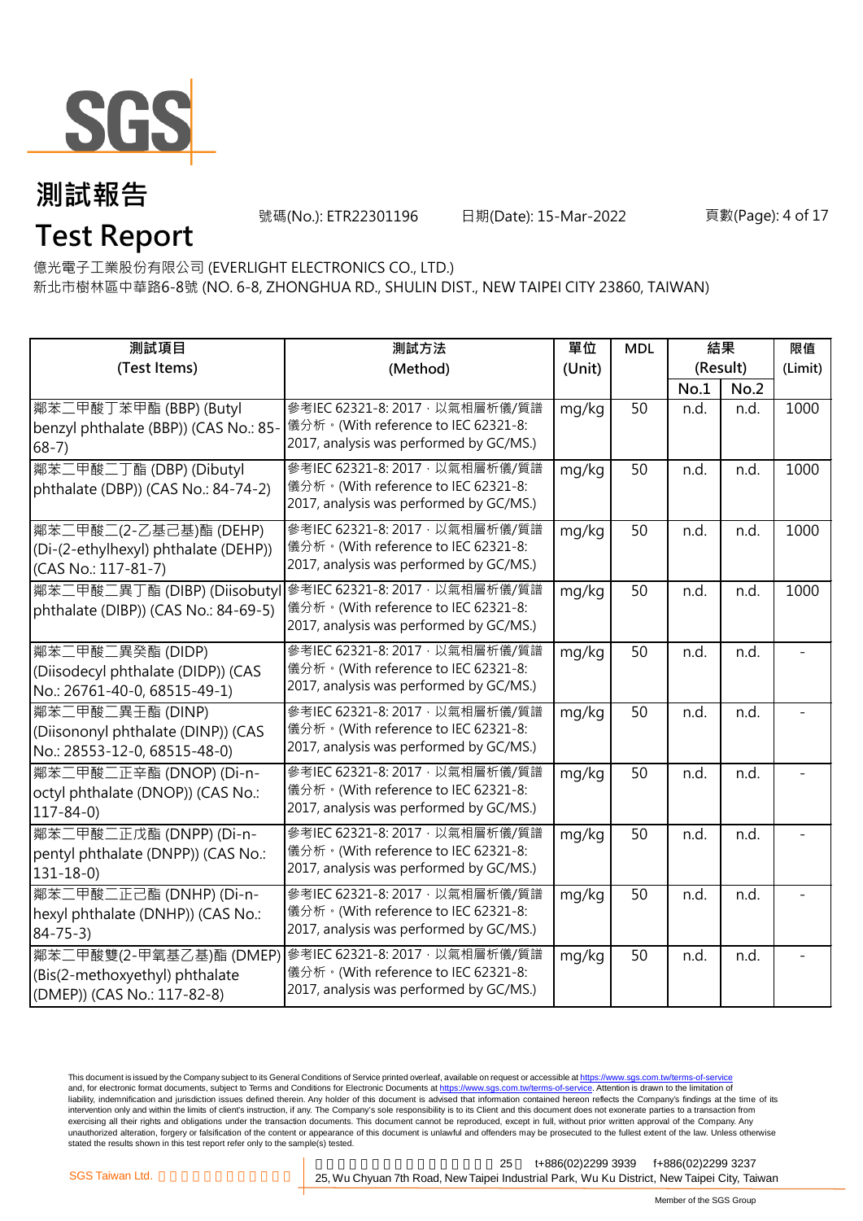# 測試報告

# Test Report

號碼(No.): ETR22301196 日期(Date): 15-Mar-2022

億光電子工業股份有限公司 (EVERLIGHT ELECTRONICS CO., LTD.)
新北市樹林區中華路6-8號 (NO. 6-8, ZHONGHUA RD., SHULIN DIST., NEW TAIPEI CITY 23860, TAIWAN)

| 測試項目 (Test Items) | 測試方法 (Method) | 單位 (Unit) | MDL | 結果 (Result) | | 限值 (Limit) |
|---|---|---|---|---|---|---|
| | | | | No.1 | No.2 | |
| 鄰苯二甲酸丁苯甲酯 (BBP) (Butyl benzyl phthalate (BBP)) (CAS No.: 85-68-7) | 參考IEC 62321-8: 2017，以氣相層析儀/質譜儀分析。(With reference to IEC 62321-8: 2017, analysis was performed by GC/MS.) | mg/kg | 50 | n.d. | n.d. | 1000 |
| 鄰苯二甲酸二丁酯 (DBP) (Dibutyl phthalate (DBP)) (CAS No.: 84-74-2) | 參考IEC 62321-8: 2017，以氣相層析儀/質譜儀分析。(With reference to IEC 62321-8: 2017, analysis was performed by GC/MS.) | mg/kg | 50 | n.d. | n.d. | 1000 |
| 鄰苯二甲酸二(2-乙基己基)酯 (DEHP) (Di-(2-ethylhexyl) phthalate (DEHP)) (CAS No.: 117-81-7) | 參考IEC 62321-8: 2017，以氣相層析儀/質譜儀分析。(With reference to IEC 62321-8: 2017, analysis was performed by GC/MS.) | mg/kg | 50 | n.d. | n.d. | 1000 |
| 鄰苯二甲酸二異丁酯 (DIBP) (Diisobutyl phthalate (DIBP)) (CAS No.: 84-69-5) | 參考IEC 62321-8: 2017，以氣相層析儀/質譜儀分析。(With reference to IEC 62321-8: 2017, analysis was performed by GC/MS.) | mg/kg | 50 | n.d. | n.d. | 1000 |
| 鄰苯二甲酸二異癸酯 (DIDP) (Diisodecyl phthalate (DIDP)) (CAS No.: 26761-40-0, 68515-49-1) | 參考IEC 62321-8: 2017，以氣相層析儀/質譜儀分析。(With reference to IEC 62321-8: 2017, analysis was performed by GC/MS.) | mg/kg | 50 | n.d. | n.d. | - |
| 鄰苯二甲酸二異壬酯 (DINP) (Diisononyl phthalate (DINP)) (CAS No.: 28553-12-0, 68515-48-0) | 參考IEC 62321-8: 2017，以氣相層析儀/質譜儀分析。(With reference to IEC 62321-8: 2017, analysis was performed by GC/MS.) | mg/kg | 50 | n.d. | n.d. | - |
| 鄰苯二甲酸二正辛酯 (DNOP) (Di-n-octyl phthalate (DNOP)) (CAS No.: 117-84-0) | 參考IEC 62321-8: 2017，以氣相層析儀/質譜儀分析。(With reference to IEC 62321-8: 2017, analysis was performed by GC/MS.) | mg/kg | 50 | n.d. | n.d. | - |
| 鄰苯二甲酸二正戊酯 (DNPP) (Di-n-pentyl phthalate (DNPP)) (CAS No.: 131-18-0) | 參考IEC 62321-8: 2017，以氣相層析儀/質譜儀分析。(With reference to IEC 62321-8: 2017, analysis was performed by GC/MS.) | mg/kg | 50 | n.d. | n.d. | - |
| 鄰苯二甲酸二正己酯 (DNHP) (Di-n-hexyl phthalate (DNHP)) (CAS No.: 84-75-3) | 參考IEC 62321-8: 2017，以氣相層析儀/質譜儀分析。(With reference to IEC 62321-8: 2017, analysis was performed by GC/MS.) | mg/kg | 50 | n.d. | n.d. | - |
| 鄰苯二甲酸雙(2-甲氧基乙基)酯 (DMEP) (Bis(2-methoxyethyl) phthalate (DMEP)) (CAS No.: 117-82-8) | 參考IEC 62321-8: 2017，以氣相層析儀/質譜儀分析。(With reference to IEC 62321-8: 2017, analysis was performed by GC/MS.) | mg/kg | 50 | n.d. | n.d. | - |

This document is issued by the Company subject to its General Conditions of Service printed overleaf, available on request or accessible at https://www.sgs.com.tw/terms-of-service and, for electronic format documents, subject to Terms and Conditions for Electronic Documents at https://www.sgs.com.tw/terms-of-service. Attention is drawn to the limitation of liability, indemnification and jurisdiction issues defined therein. Any holder of this document is advised that information contained hereon reflects the Company's findings at the time of its intervention only and within the limits of client's instruction, if any. The Company's sole responsibility is to its Client and this document does not exonerate parties to a transaction from exercising all their rights and obligations under the transaction documents. This document cannot be reproduced, except in full, without prior written approval of the Company. Any unauthorized alteration, forgery or falsification of the content or appearance of this document is unlawful and offenders may be prosecuted to the fullest extent of the law. Unless otherwise stated the results shown in this test report refer only to the sample(s) tested.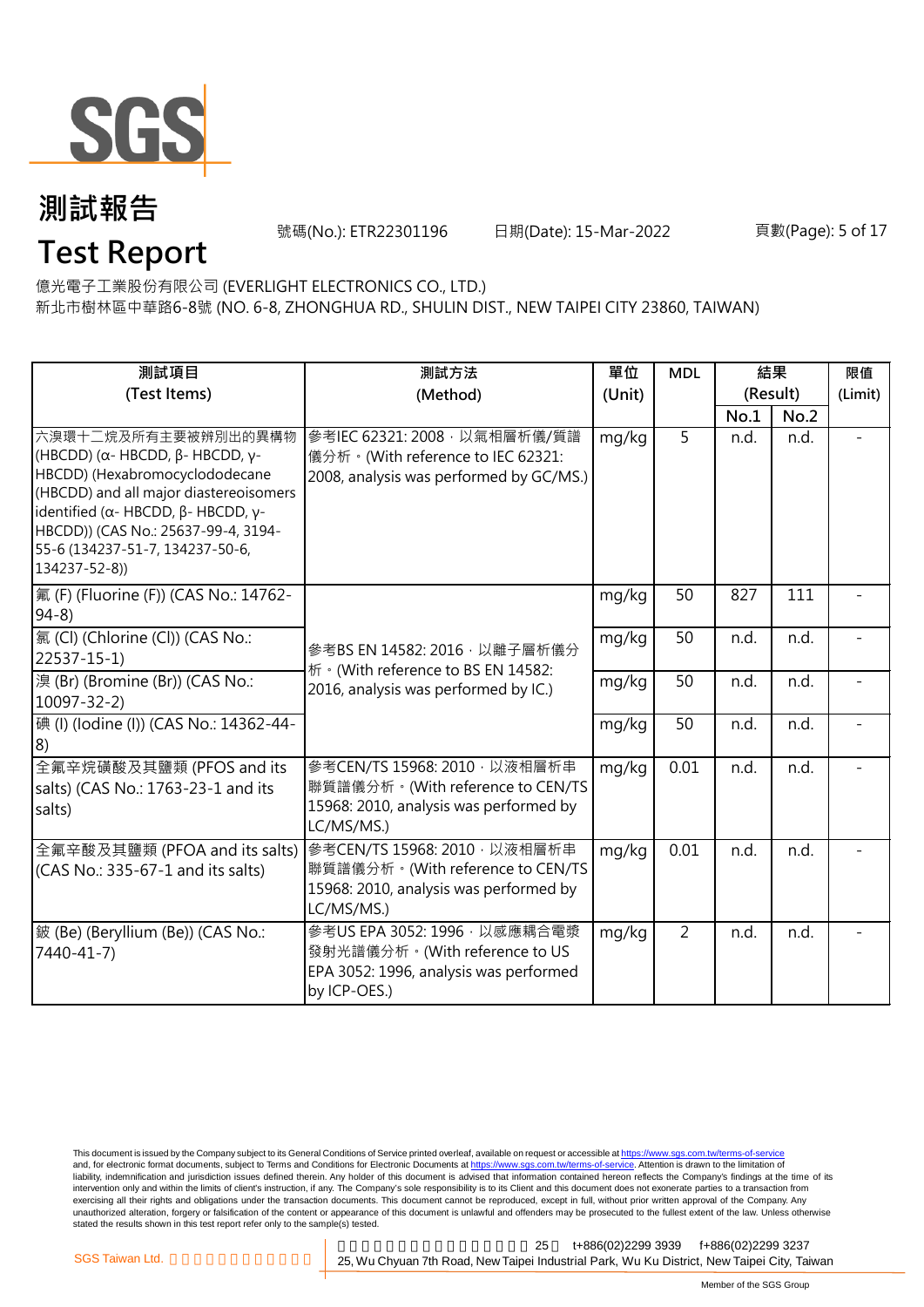# 測試報告

# Test Report

號碼(No.): ETR22301196　　日期(Date): 15-Mar-2022

億光電子工業股份有限公司 (EVERLIGHT ELECTRONICS CO., LTD.)
新北市樹林區中華路6-8號 (NO. 6-8, ZHONGHUA RD., SHULIN DIST., NEW TAIPEI CITY 23860, TAIWAN)

| 測試項目 (Test Items) | 測試方法 (Method) | 單位 (Unit) | MDL | 結果 (Result) | | 限值 (Limit) |
|---|---|---|---|---|---|---|
| | | | | No.1 | No.2 | |
| 六溴環十二烷及所有主要被辨別出的異構物 (HBCDD) (α- HBCDD, β- HBCDD, γ- HBCDD) (Hexabromocyclododecane (HBCDD) and all major diastereoisomers identified (α- HBCDD, β- HBCDD, γ- HBCDD)) (CAS No.: 25637-99-4, 3194-55-6 (134237-51-7, 134237-50-6, 134237-52-8)) | 參考IEC 62321: 2008，以氣相層析儀/質譜儀分析。(With reference to IEC 62321: 2008, analysis was performed by GC/MS.) | mg/kg | 5 | n.d. | n.d. | - |
| 氟 (F) (Fluorine (F)) (CAS No.: 14762-94-8) | 參考BS EN 14582: 2016，以離子層析儀分析。(With reference to BS EN 14582: 2016, analysis was performed by IC.) | mg/kg | 50 | 827 | 111 | - |
| 氯 (Cl) (Chlorine (Cl)) (CAS No.: 22537-15-1) | | mg/kg | 50 | n.d. | n.d. | - |
| 溴 (Br) (Bromine (Br)) (CAS No.: 10097-32-2) | | mg/kg | 50 | n.d. | n.d. | - |
| 碘 (I) (Iodine (I)) (CAS No.: 14362-44-8) | | mg/kg | 50 | n.d. | n.d. | - |
| 全氟辛烷磺酸及其鹽類 (PFOS and its salts) (CAS No.: 1763-23-1 and its salts) | 參考CEN/TS 15968: 2010，以液相層析串聯質譜儀分析。(With reference to CEN/TS 15968: 2010, analysis was performed by LC/MS/MS.) | mg/kg | 0.01 | n.d. | n.d. | - |
| 全氟辛酸及其鹽類 (PFOA and its salts) (CAS No.: 335-67-1 and its salts) | 參考CEN/TS 15968: 2010，以液相層析串聯質譜儀分析。(With reference to CEN/TS 15968: 2010, analysis was performed by LC/MS/MS.) | mg/kg | 0.01 | n.d. | n.d. | - |
| 鈹 (Be) (Beryllium (Be)) (CAS No.: 7440-41-7) | 參考US EPA 3052: 1996，以感應耦合電漿發射光譜儀分析。(With reference to US EPA 3052: 1996, analysis was performed by ICP-OES.) | mg/kg | 2 | n.d. | n.d. | - |

This document is issued by the Company subject to its General Conditions of Service printed overleaf, available on request or accessible at https://www.sgs.com.tw/terms-of-service and, for electronic format documents, subject to Terms and Conditions for Electronic Documents at https://www.sgs.com.tw/terms-of-service. Attention is drawn to the limitation of liability, indemnification and jurisdiction issues defined therein. Any holder of this document is advised that information contained hereon reflects the Company's findings at the time of its intervention only and within the limits of client's instruction, if any. The Company's sole responsibility is to its Client and this document does not exonerate parties to a transaction from exercising all their rights and obligations under the transaction documents. This document cannot be reproduced, except in full, without prior written approval of the Company. Any unauthorized alteration, forgery or falsification of the content or appearance of this document is unlawful and offenders may be prosecuted to the fullest extent of the law. Unless otherwise stated the results shown in this test report refer only to the sample(s) tested.

SGS Taiwan Ltd. 25, Wu Chyuan 7th Road, New Taipei Industrial Park, Wu Ku District, New Taipei City, Taiwan t+886(02)2299 3939 f+886(02)2299 3237

Member of the SGS Group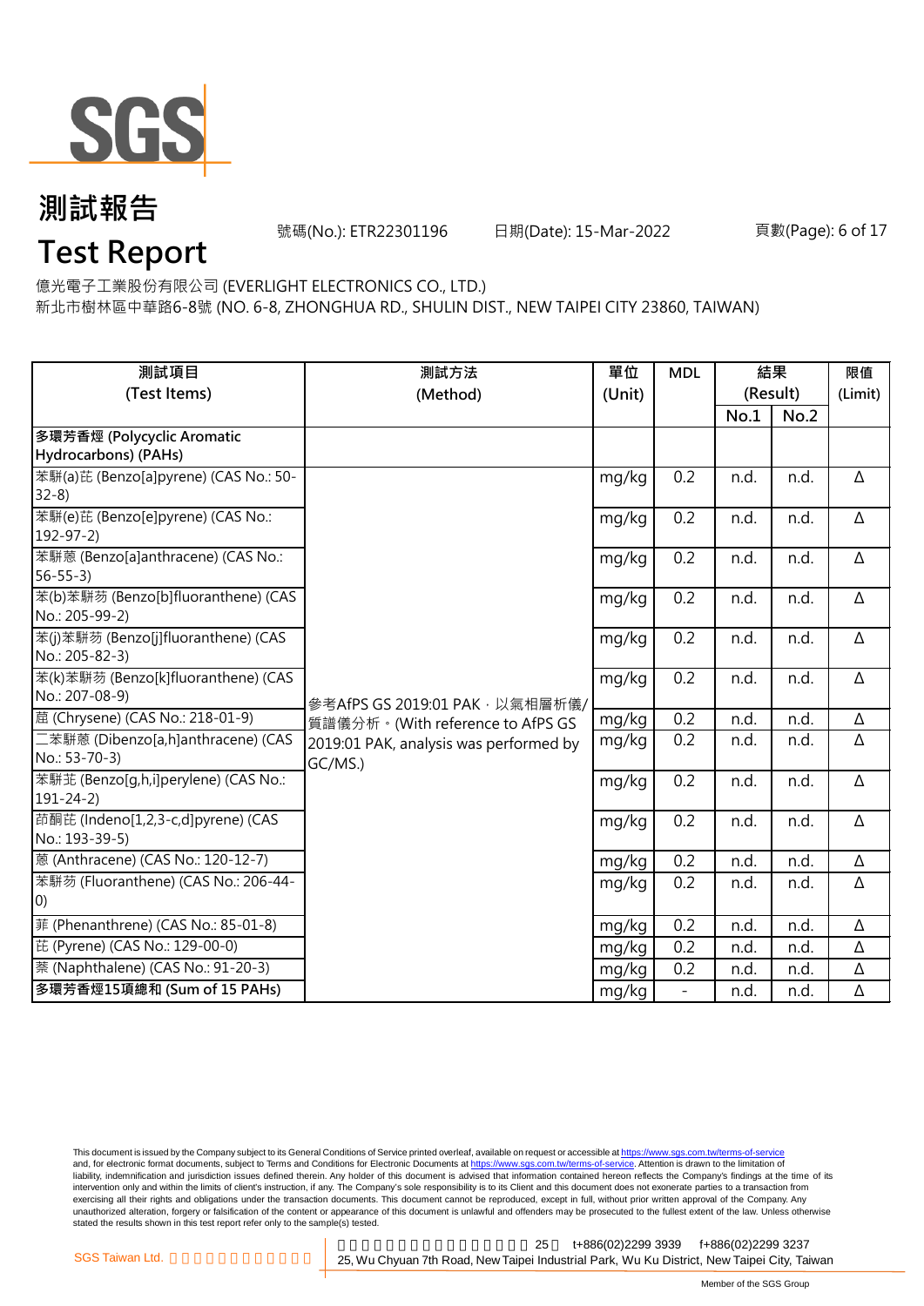# 測試報告

# Test Report

號碼(No.): ETR22301196 日期(Date): 15-Mar-2022

億光電子工業股份有限公司 (EVERLIGHT ELECTRONICS CO., LTD.)

新北市樹林區中華路6-8號 (NO. 6-8, ZHONGHUA RD., SHULIN DIST., NEW TAIPEI CITY 23860, TAIWAN)

| 測試項目 (Test Items) | 測試方法 (Method) | 單位 (Unit) | MDL | 結果 (Result) | | 限值 (Limit) |
|---|---|---|---|---|---|---|
| | | | | No.1 | No.2 | |
| **多環芳香烴 (Polycyclic Aromatic Hydrocarbons) (PAHs)** | | | | | | |
| 苯駢(a)芘 (Benzo[a]pyrene) (CAS No.: 50-32-8) | 參考AfPS GS 2019:01 PAK，以氣相層析儀/質譜儀分析。(With reference to AfPS GS 2019:01 PAK, analysis was performed by GC/MS.) | mg/kg | 0.2 | n.d. | n.d. | Δ |
| 苯駢(e)芘 (Benzo[e]pyrene) (CAS No.: 192-97-2) | | mg/kg | 0.2 | n.d. | n.d. | Δ |
| 苯駢蒽 (Benzo[a]anthracene) (CAS No.: 56-55-3) | | mg/kg | 0.2 | n.d. | n.d. | Δ |
| 苯(b)苯駢芴 (Benzo[b]fluoranthene) (CAS No.: 205-99-2) | | mg/kg | 0.2 | n.d. | n.d. | Δ |
| 苯(j)苯駢芴 (Benzo[j]fluoranthene) (CAS No.: 205-82-3) | | mg/kg | 0.2 | n.d. | n.d. | Δ |
| 苯(k)苯駢芴 (Benzo[k]fluoranthene) (CAS No.: 207-08-9) | | mg/kg | 0.2 | n.d. | n.d. | Δ |
| 䓛 (Chrysene) (CAS No.: 218-01-9) | | mg/kg | 0.2 | n.d. | n.d. | Δ |
| 二苯駢蒽 (Dibenzo[a,h]anthracene) (CAS No.: 53-70-3) | | mg/kg | 0.2 | n.d. | n.d. | Δ |
| 苯駢苝 (Benzo[g,h,i]perylene) (CAS No.: 191-24-2) | | mg/kg | 0.2 | n.d. | n.d. | Δ |
| 茚酮芘 (Indeno[1,2,3-c,d]pyrene) (CAS No.: 193-39-5) | | mg/kg | 0.2 | n.d. | n.d. | Δ |
| 蒽 (Anthracene) (CAS No.: 120-12-7) | | mg/kg | 0.2 | n.d. | n.d. | Δ |
| 苯駢芴 (Fluoranthene) (CAS No.: 206-44-0) | | mg/kg | 0.2 | n.d. | n.d. | Δ |
| 菲 (Phenanthrene) (CAS No.: 85-01-8) | | mg/kg | 0.2 | n.d. | n.d. | Δ |
| 芘 (Pyrene) (CAS No.: 129-00-0) | | mg/kg | 0.2 | n.d. | n.d. | Δ |
| 萘 (Naphthalene) (CAS No.: 91-20-3) | | mg/kg | 0.2 | n.d. | n.d. | Δ |
| **多環芳香烴15項總和 (Sum of 15 PAHs)** | | mg/kg | - | n.d. | n.d. | Δ |

This document is issued by the Company subject to its General Conditions of Service printed overleaf, available on request or accessible at https://www.sgs.com.tw/terms-of-service and, for electronic format documents, subject to Terms and Conditions for Electronic Documents at https://www.sgs.com.tw/terms-of-service. Attention is drawn to the limitation of liability, indemnification and jurisdiction issues defined therein. Any holder of this document is advised that information contained hereon reflects the Company's findings at the time of its intervention only and within the limits of client's instruction, if any. The Company's sole responsibility is to its Client and this document does not exonerate parties to a transaction from exercising all their rights and obligations under the transaction documents. This document cannot be reproduced, except in full, without prior written approval of the Company. Any unauthorized alteration, forgery or falsification of the content or appearance of this document is unlawful and offenders may be prosecuted to the fullest extent of the law. Unless otherwise stated the results shown in this test report refer only to the sample(s) tested.

SGS Taiwan Ltd. 25 t+886(02)2299 3939 f+886(02)2299 3237

25, Wu Chyuan 7th Road, New Taipei Industrial Park, Wu Ku District, New Taipei City, Taiwan

Member of the SGS Group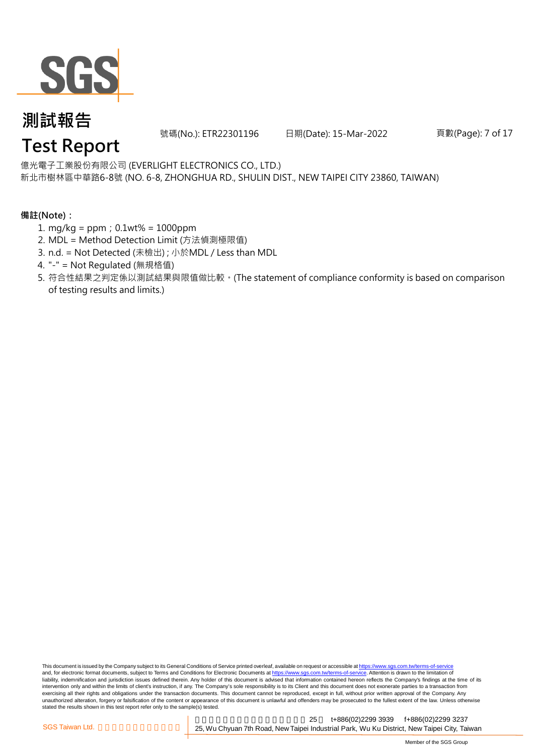# 測試報告

# Test Report

號碼(No.): ETR22301196　　日期(Date): 15-Mar-2022

億光電子工業股份有限公司 (EVERLIGHT ELECTRONICS CO., LTD.)
新北市樹林區中華路6-8號 (NO. 6-8, ZHONGHUA RD., SHULIN DIST., NEW TAIPEI CITY 23860, TAIWAN)

**備註(Note)：**

1. mg/kg = ppm；0.1wt% = 1000ppm
2. MDL = Method Detection Limit (方法偵測極限值)
3. n.d. = Not Detected (未檢出) ; 小於MDL / Less than MDL
4. "-" = Not Regulated (無規格值)
5. 符合性結果之判定係以測試結果與限值做比較。(The statement of compliance conformity is based on comparison of testing results and limits.)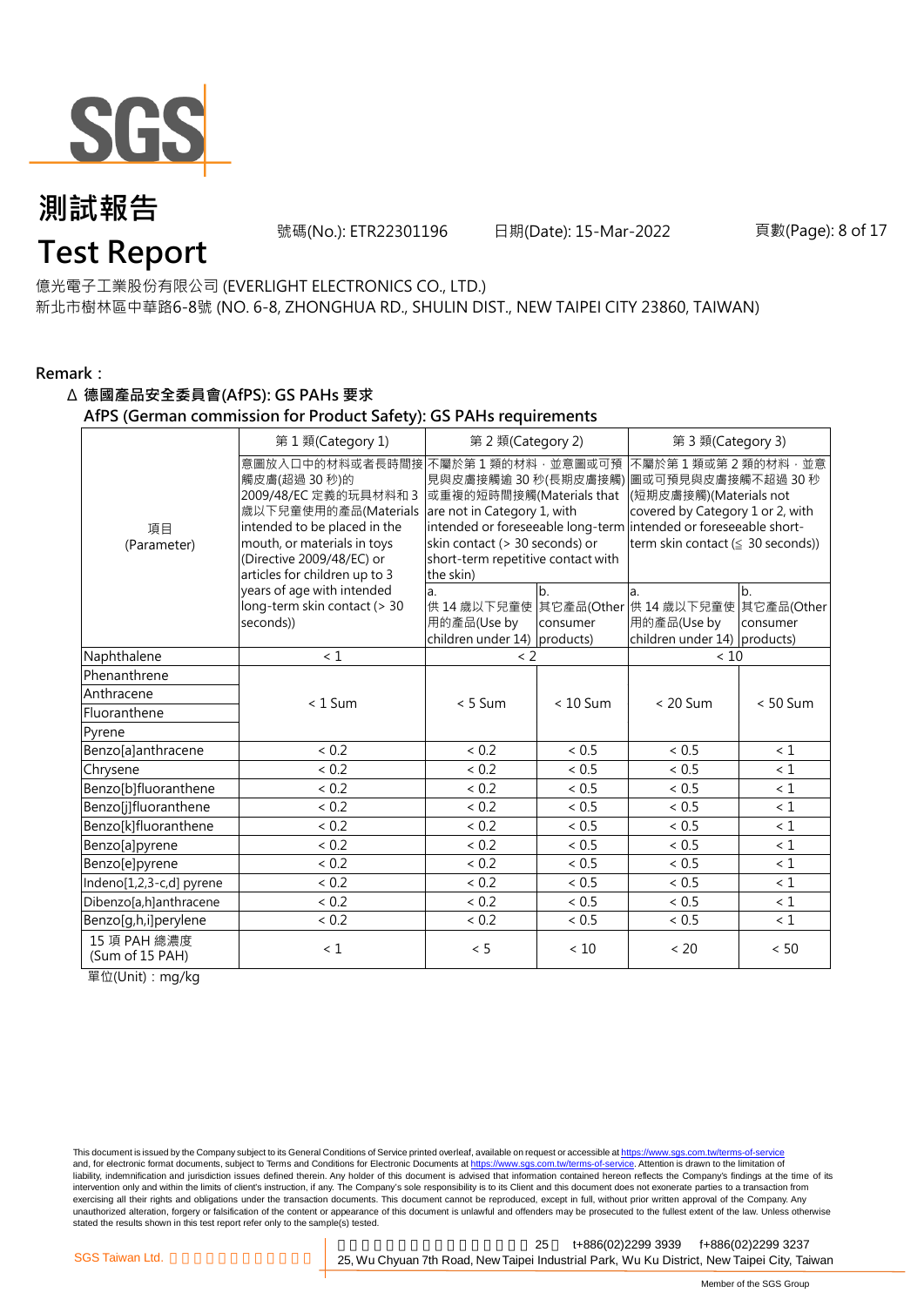# 測試報告
# Test Report

號碼(No.): ETR22301196　　日期(Date): 15-Mar-2022

億光電子工業股份有限公司 (EVERLIGHT ELECTRONICS CO., LTD.)
新北市樹林區中華路6-8號 (NO. 6-8, ZHONGHUA RD., SHULIN DIST., NEW TAIPEI CITY 23860, TAIWAN)

**Remark：**

**Δ 德國產品安全委員會(AfPS): GS PAHs 要求**
**AfPS (German commission for Product Safety): GS PAHs requirements**

| 項目 (Parameter) | 第 1 類(Category 1) | 第 2 類(Category 2) | | 第 3 類(Category 3) | |
|---|---|---|---|---|---|
| | 意圖放入口中的材料或者長時間接觸皮膚(超過 30 秒)的 2009/48/EC 定義的玩具材料和 3 歲以下兒童使用的產品(Materials intended to be placed in the mouth, or materials in toys (Directive 2009/48/EC) or articles for children up to 3 years of age with intended long-term skin contact (> 30 seconds)) | 不屬於第 1 類的材料，並意圖或可預見與皮膚接觸逾 30 秒(長期皮膚接觸)或重複的短時間接觸(Materials that are not in Category 1, with intended or foreseeable long-term skin contact (> 30 seconds) or short-term repetitive contact with the skin) | | 不屬於第 1 類或第 2 類的材料，並意圖或可預見與皮膚接觸不超過 30 秒(短期皮膚接觸)(Materials not covered by Category 1 or 2, with intended or foreseeable short-term skin contact (≦ 30 seconds)) | |
| | | a. 供 14 歲以下兒童使用的產品(Use by children under 14) | b. 其它產品(Other consumer products) | a. 供 14 歲以下兒童使用的產品(Use by children under 14) | b. 其它產品(Other consumer products) |
| Naphthalene | < 1 | < 2 | | < 10 | |
| Phenanthrene | < 1 Sum | < 5 Sum | < 10 Sum | < 20 Sum | < 50 Sum |
| Anthracene | | | | | |
| Fluoranthene | | | | | |
| Pyrene | | | | | |
| Benzo[a]anthracene | < 0.2 | < 0.2 | < 0.5 | < 0.5 | < 1 |
| Chrysene | < 0.2 | < 0.2 | < 0.5 | < 0.5 | < 1 |
| Benzo[b]fluoranthene | < 0.2 | < 0.2 | < 0.5 | < 0.5 | < 1 |
| Benzo[j]fluoranthene | < 0.2 | < 0.2 | < 0.5 | < 0.5 | < 1 |
| Benzo[k]fluoranthene | < 0.2 | < 0.2 | < 0.5 | < 0.5 | < 1 |
| Benzo[a]pyrene | < 0.2 | < 0.2 | < 0.5 | < 0.5 | < 1 |
| Benzo[e]pyrene | < 0.2 | < 0.2 | < 0.5 | < 0.5 | < 1 |
| Indeno[1,2,3-c,d] pyrene | < 0.2 | < 0.2 | < 0.5 | < 0.5 | < 1 |
| Dibenzo[a,h]anthracene | < 0.2 | < 0.2 | < 0.5 | < 0.5 | < 1 |
| Benzo[g,h,i]perylene | < 0.2 | < 0.2 | < 0.5 | < 0.5 | < 1 |
| 15 項 PAH 總濃度 (Sum of 15 PAH) | < 1 | < 5 | < 10 | < 20 | < 50 |

單位(Unit)：mg/kg

This document is issued by the Company subject to its General Conditions of Service printed overleaf, available on request or accessible at https://www.sgs.com.tw/terms-of-service and, for electronic format documents, subject to Terms and Conditions for Electronic Documents at https://www.sgs.com.tw/terms-of-service. Attention is drawn to the limitation of liability, indemnification and jurisdiction issues defined therein. Any holder of this document is advised that information contained hereon reflects the Company's findings at the time of its intervention only and within the limits of client's instruction, if any. The Company's sole responsibility is to its Client and this document does not exonerate parties to a transaction from exercising all their rights and obligations under the transaction documents. This document cannot be reproduced, except in full, without prior written approval of the Company. Any unauthorized alteration, forgery or falsification of the content or appearance of this document is unlawful and offenders may be prosecuted to the fullest extent of the law. Unless otherwise stated the results shown in this test report refer only to the sample(s) tested.

SGS Taiwan Ltd. 25, Wu Chyuan 7th Road, New Taipei Industrial Park, Wu Ku District, New Taipei City, Taiwan t+886(02)2299 3939 f+886(02)2299 3237

Member of the SGS Group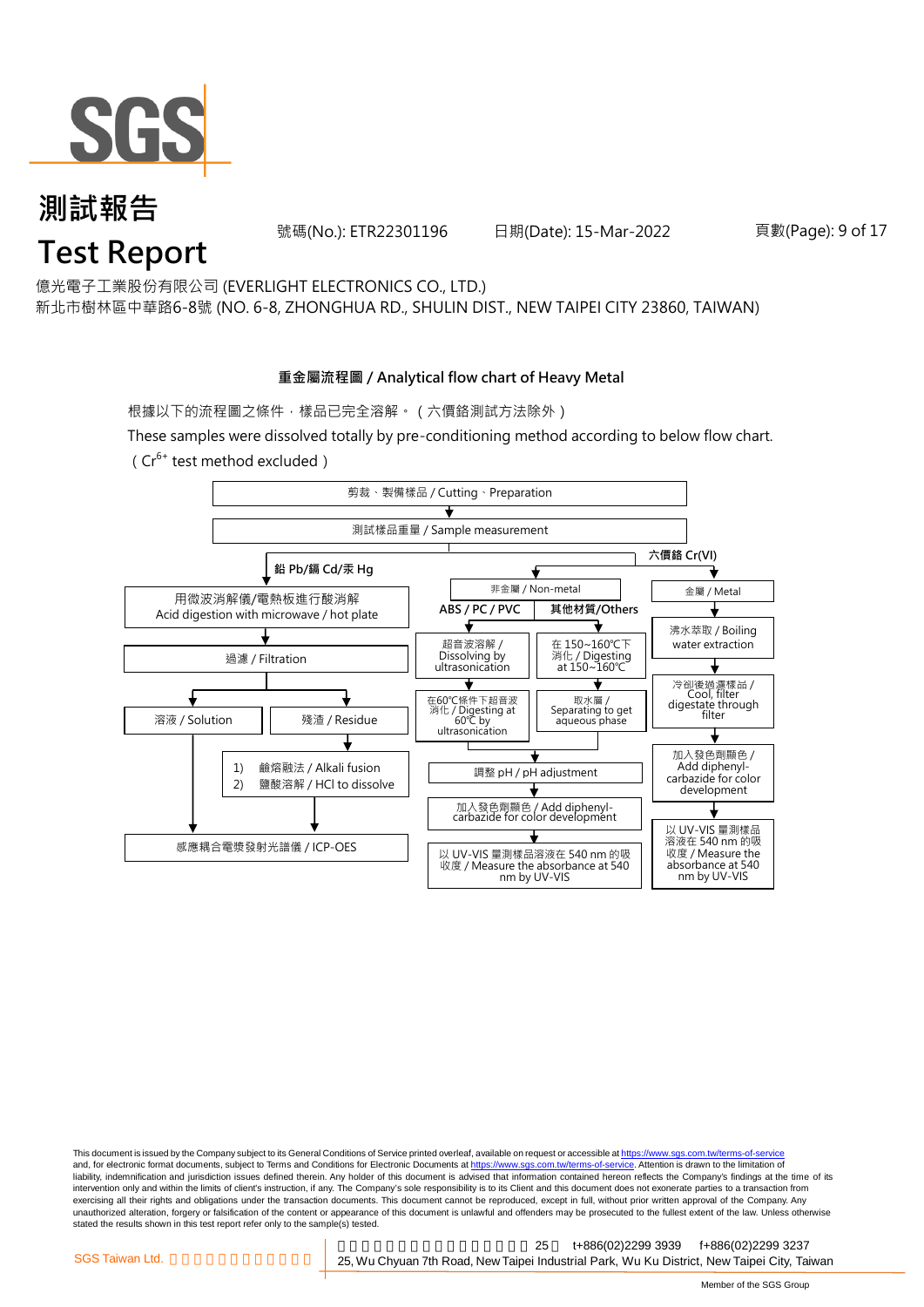# 測試報告
# Test Report

號碼(No.): ETR22301196　　日期(Date): 15-Mar-2022

億光電子工業股份有限公司 (EVERLIGHT ELECTRONICS CO., LTD.)
新北市樹林區中華路6-8號 (NO. 6-8, ZHONGHUA RD., SHULIN DIST., NEW TAIPEI CITY 23860, TAIWAN)

## 重金屬流程圖 / Analytical flow chart of Heavy Metal

根據以下的流程圖之條件，樣品已完全溶解。（六價鉻測試方法除外）

These samples were dissolved totally by pre-conditioning method according to below flow chart.
（$Cr^{6+}$ test method excluded）

剪裁、製備樣品 / Cutting、Preparation
↓
測試樣品重量 / Sample measurement

**鉛 Pb/鎘 Cd/汞 Hg**
- 用微波消解儀/電熱板進行酸消解 / Acid digestion with microwave / hot plate
- ↓ 過濾 / Filtration
- ↓ 溶液 / Solution → 感應耦合電漿發射光譜儀 / ICP-OES
- ↓ 殘渣 / Residue → 1) 鹼熔融法 / Alkali fusion 2) 鹽酸溶解 / HCl to dissolve → 感應耦合電漿發射光譜儀 / ICP-OES

**六價鉻 Cr(VI)**

非金屬 / Non-metal
- **ABS / PC / PVC**: 超音波溶解 / Dissolving by ultrasonication → 在60℃條件下超音波消化 / Digesting at 60℃ by ultrasonication
- **其他材質/Others**: 在 150~160℃下消化 / Digesting at 150~160℃ → 取水層 / Separating to get aqueous phase
- → 調整 pH / pH adjustment → 加入發色劑顯色 / Add diphenyl-carbazide for color development → 以 UV-VIS 量測樣品溶液在 540 nm 的吸收度 / Measure the absorbance at 540 nm by UV-VIS

金屬 / Metal
- 沸水萃取 / Boiling water extraction → 冷卻後過濾樣品 / Cool, filter digestate through filter → 加入發色劑顯色 / Add diphenyl-carbazide for color development → 以 UV-VIS 量測樣品溶液在 540 nm 的吸收度 / Measure the absorbance at 540 nm by UV-VIS

This document is issued by the Company subject to its General Conditions of Service printed overleaf, available on request or accessible at https://www.sgs.com.tw/terms-of-service and, for electronic format documents, subject to Terms and Conditions for Electronic Documents at https://www.sgs.com.tw/terms-of-service. Attention is drawn to the limitation of liability, indemnification and jurisdiction issues defined therein. Any holder of this document is advised that information contained hereon reflects the Company's findings at the time of its intervention only and within the limits of client's instruction, if any. The Company's sole responsibility is to its Client and this document does not exonerate parties to a transaction from exercising all their rights and obligations under the transaction documents. This document cannot be reproduced, except in full, without prior written approval of the Company. Any unauthorized alteration, forgery or falsification of the content or appearance of this document is unlawful and offenders may be prosecuted to the fullest extent of the law. Unless otherwise stated the results shown in this test report refer only to the sample(s) tested.

SGS Taiwan Ltd. 25, Wu Chyuan 7th Road, New Taipei Industrial Park, Wu Ku District, New Taipei City, Taiwan t+886(02)2299 3939 f+886(02)2299 3237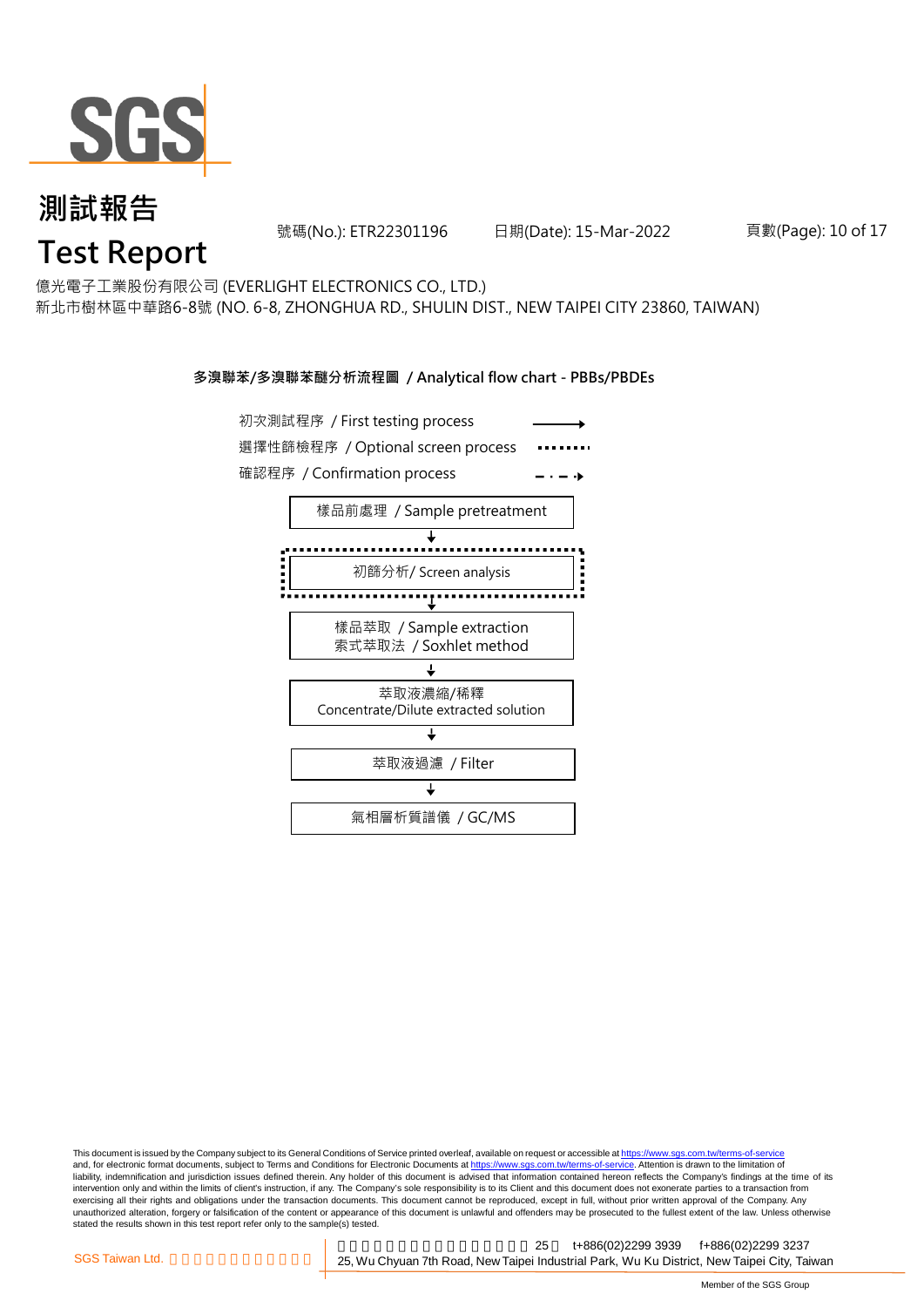# 測試報告
# Test Report

號碼(No.): ETR22301196　　日期(Date): 15-Mar-2022

億光電子工業股份有限公司 (EVERLIGHT ELECTRONICS CO., LTD.)
新北市樹林區中華路6-8號 (NO. 6-8, ZHONGHUA RD., SHULIN DIST., NEW TAIPEI CITY 23860, TAIWAN)

**多溴聯苯/多溴聯苯醚分析流程圖 / Analytical flow chart - PBBs/PBDEs**

初次測試程序 / First testing process
選擇性篩檢程序 / Optional screen process
確認程序 / Confirmation process

樣品前處理 / Sample pretreatment
↓
初篩分析/ Screen analysis
↓
樣品萃取 / Sample extraction
索式萃取法 / Soxhlet method
↓
萃取液濃縮/稀釋
Concentrate/Dilute extracted solution
↓
萃取液過濾 / Filter
↓
氣相層析質譜儀 / GC/MS

This document is issued by the Company subject to its General Conditions of Service printed overleaf, available on request or accessible at https://www.sgs.com.tw/terms-of-service and, for electronic format documents, subject to Terms and Conditions for Electronic Documents at https://www.sgs.com.tw/terms-of-service. Attention is drawn to the limitation of liability, indemnification and jurisdiction issues defined therein. Any holder of this document is advised that information contained hereon reflects the Company's findings at the time of its intervention only and within the limits of client's instruction, if any. The Company's sole responsibility is to its Client and this document does not exonerate parties to a transaction from exercising all their rights and obligations under the transaction documents. This document cannot be reproduced, except in full, without prior written approval of the Company. Any unauthorized alteration, forgery or falsification of the content or appearance of this document is unlawful and offenders may be prosecuted to the fullest extent of the law. Unless otherwise stated the results shown in this test report refer only to the sample(s) tested.

SGS Taiwan Ltd.　25 t+886(02)2299 3939 f+886(02)2299 3237
25, Wu Chyuan 7th Road, New Taipei Industrial Park, Wu Ku District, New Taipei City, Taiwan

Member of the SGS Group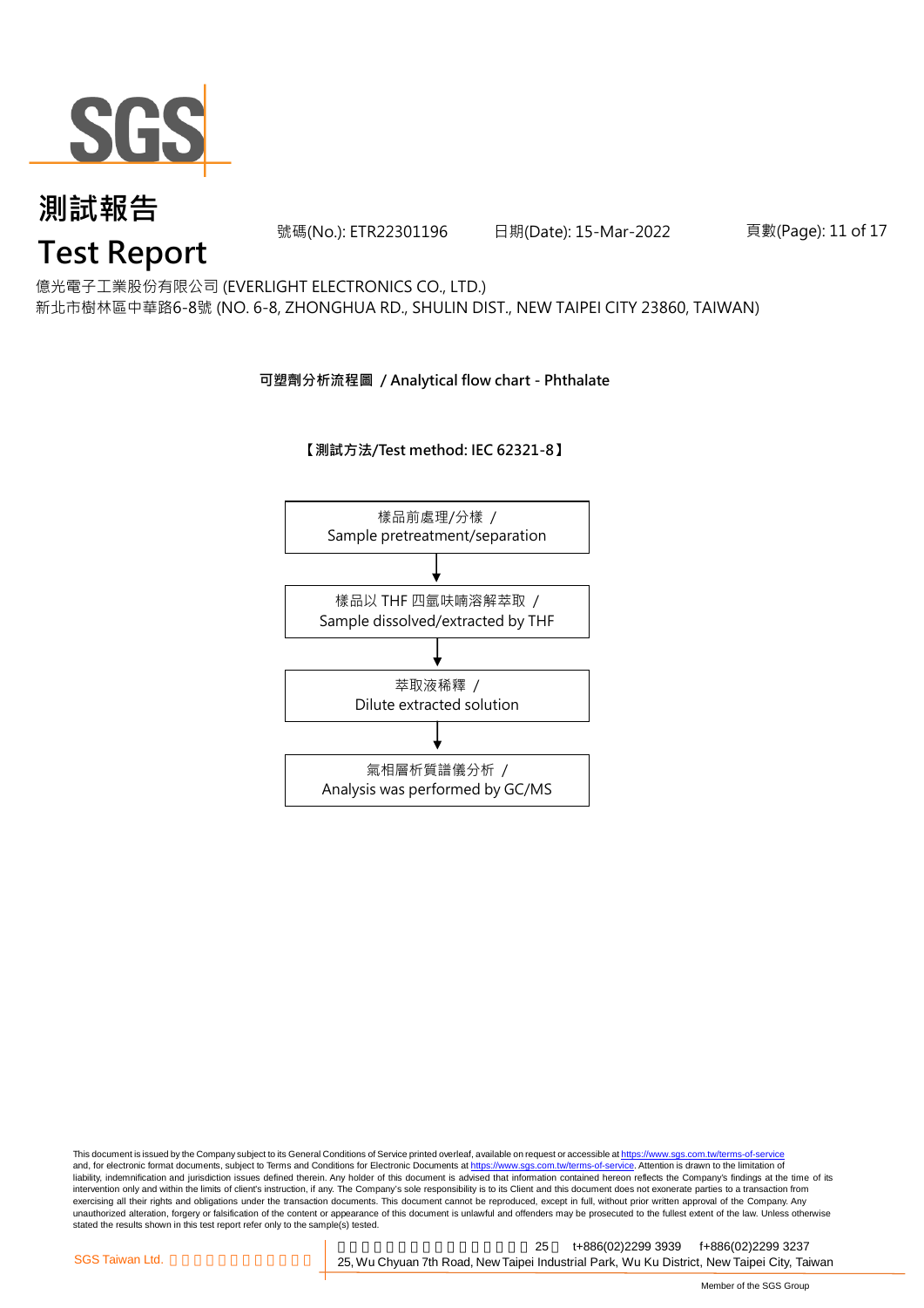# 測試報告

# Test Report

號碼(No.): ETR22301196　　日期(Date): 15-Mar-2022

億光電子工業股份有限公司 (EVERLIGHT ELECTRONICS CO., LTD.)

新北市樹林區中華路6-8號 (NO. 6-8, ZHONGHUA RD., SHULIN DIST., NEW TAIPEI CITY 23860, TAIWAN)

**可塑劑分析流程圖 / Analytical flow chart - Phthalate**

**【測試方法/Test method: IEC 62321-8】**

樣品前處理/分樣 /
Sample pretreatment/separation

↓

樣品以 THF 四氫呋喃溶解萃取 /
Sample dissolved/extracted by THF

↓

萃取液稀釋 /
Dilute extracted solution

↓

氣相層析質譜儀分析 /
Analysis was performed by GC/MS

This document is issued by the Company subject to its General Conditions of Service printed overleaf, available on request or accessible at https://www.sgs.com.tw/terms-of-service and, for electronic format documents, subject to Terms and Conditions for Electronic Documents at https://www.sgs.com.tw/terms-of-service. Attention is drawn to the limitation of liability, indemnification and jurisdiction issues defined therein. Any holder of this document is advised that information contained hereon reflects the Company's findings at the time of its intervention only and within the limits of client's instruction, if any. The Company's sole responsibility is to its Client and this document does not exonerate parties to a transaction from exercising all their rights and obligations under the transaction documents. This document cannot be reproduced, except in full, without prior written approval of the Company. Any unauthorized alteration, forgery or falsification of the content or appearance of this document is unlawful and offenders may be prosecuted to the fullest extent of the law. Unless otherwise stated the results shown in this test report refer only to the sample(s) tested.

SGS Taiwan Ltd. 　25　t+886(02)2299 3939　f+886(02)2299 3237

25, Wu Chyuan 7th Road, New Taipei Industrial Park, Wu Ku District, New Taipei City, Taiwan

Member of the SGS Group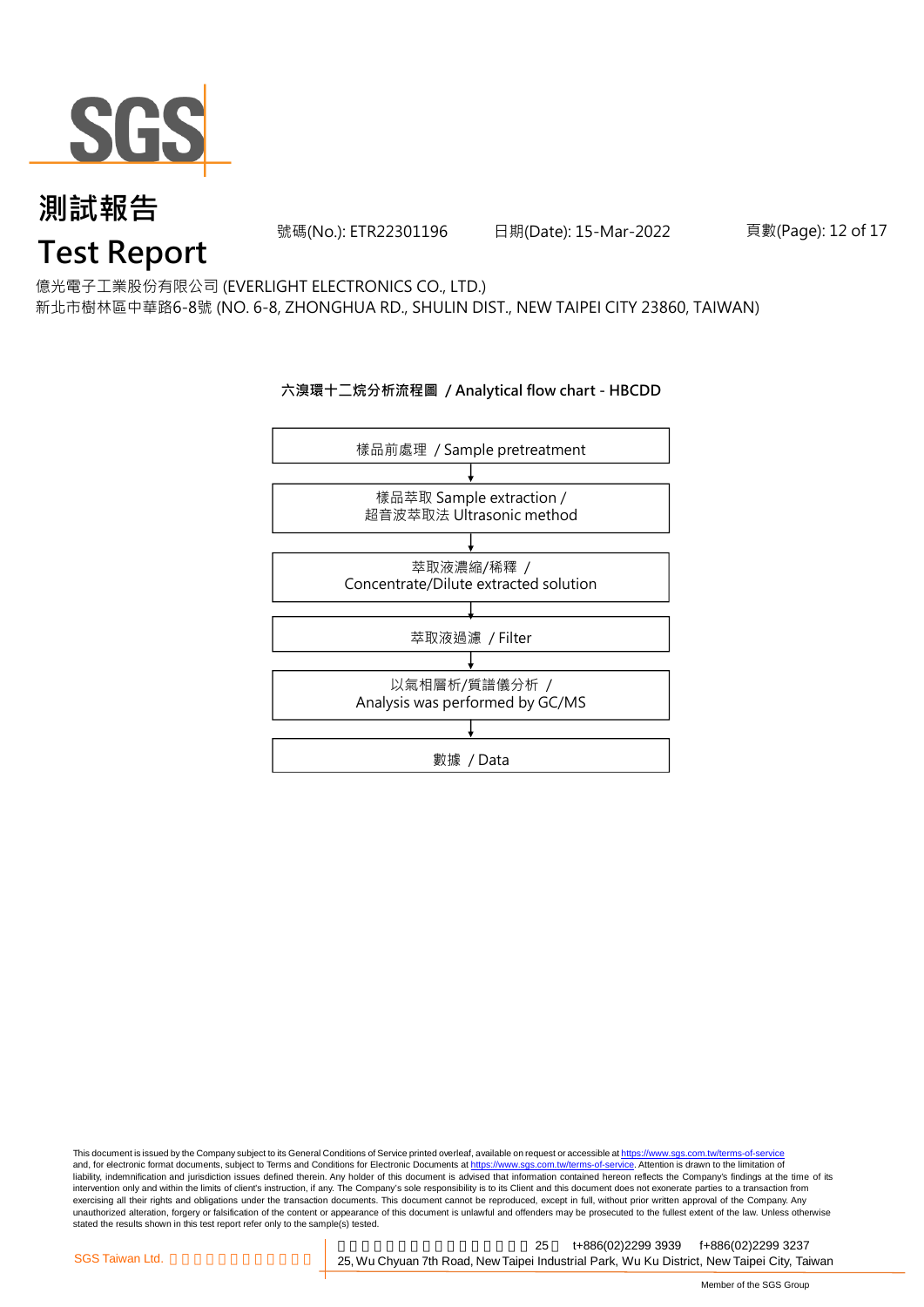# 測試報告
# Test Report

號碼(No.): ETR22301196 日期(Date): 15-Mar-2022

億光電子工業股份有限公司 (EVERLIGHT ELECTRONICS CO., LTD.)
新北市樹林區中華路6-8號 (NO. 6-8, ZHONGHUA RD., SHULIN DIST., NEW TAIPEI CITY 23860, TAIWAN)

## 六溴環十二烷分析流程圖 / Analytical flow chart - HBCDD

樣品前處理 / Sample pretreatment

↓

樣品萃取 Sample extraction /
超音波萃取法 Ultrasonic method

↓

萃取液濃縮/稀釋 /
Concentrate/Dilute extracted solution

↓

萃取液過濾 / Filter

↓

以氣相層析/質譜儀分析 /
Analysis was performed by GC/MS

↓

數據 / Data

This document is issued by the Company subject to its General Conditions of Service printed overleaf, available on request or accessible at https://www.sgs.com.tw/terms-of-service and, for electronic format documents, subject to Terms and Conditions for Electronic Documents at https://www.sgs.com.tw/terms-of-service. Attention is drawn to the limitation of liability, indemnification and jurisdiction issues defined therein. Any holder of this document is advised that information contained hereon reflects the Company's findings at the time of its intervention only and within the limits of client's instruction, if any. The Company's sole responsibility is to its Client and this document does not exonerate parties to a transaction from exercising all their rights and obligations under the transaction documents. This document cannot be reproduced, except in full, without prior written approval of the Company. Any unauthorized alteration, forgery or falsification of the content or appearance of this document is unlawful and offenders may be prosecuted to the fullest extent of the law. Unless otherwise stated the results shown in this test report refer only to the sample(s) tested.

SGS Taiwan Ltd. | 25, Wu Chyuan 7th Road, New Taipei Industrial Park, Wu Ku District, New Taipei City, Taiwan | t+886(02)2299 3939 | f+886(02)2299 3237

Member of the SGS Group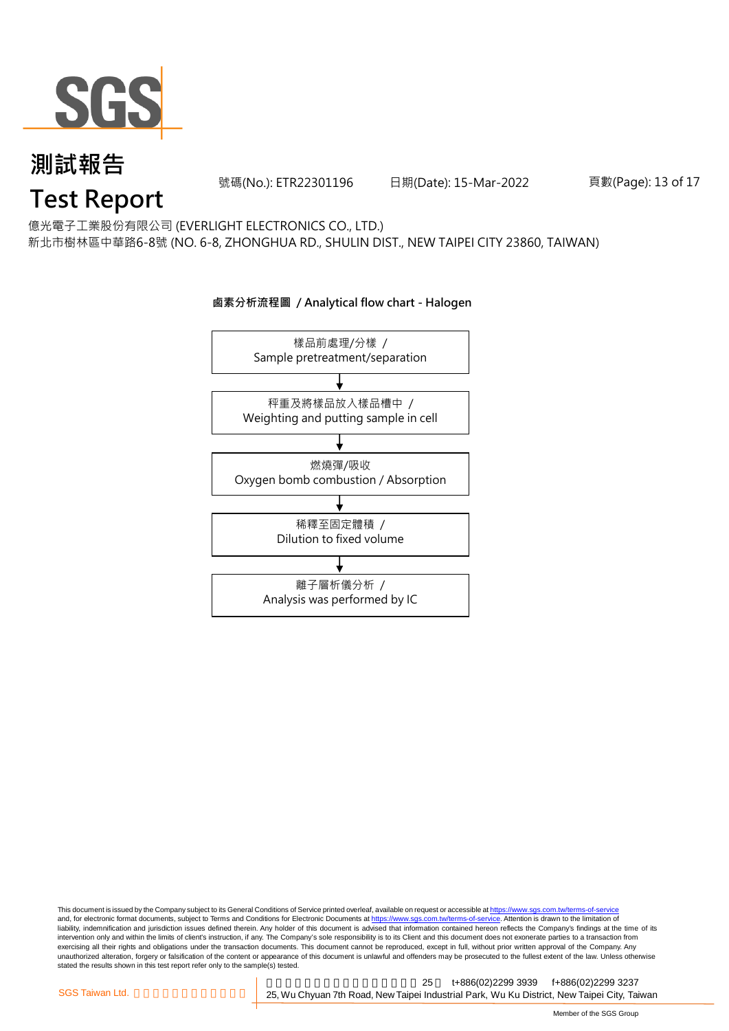# 測試報告
# Test Report

號碼(No.): ETR22301196　　日期(Date): 15-Mar-2022

億光電子工業股份有限公司 (EVERLIGHT ELECTRONICS CO., LTD.)
新北市樹林區中華路6-8號 (NO. 6-8, ZHONGHUA RD., SHULIN DIST., NEW TAIPEI CITY 23860, TAIWAN)

**鹵素分析流程圖 / Analytical flow chart - Halogen**

樣品前處理/分樣 / Sample pretreatment/separation

↓

秤重及將樣品放入樣品槽中 / Weighting and putting sample in cell

↓

燃燒彈/吸收 Oxygen bomb combustion / Absorption

↓

稀釋至固定體積 / Dilution to fixed volume

↓

離子層析儀分析 / Analysis was performed by IC

This document is issued by the Company subject to its General Conditions of Service printed overleaf, available on request or accessible at https://www.sgs.com.tw/terms-of-service and, for electronic format documents, subject to Terms and Conditions for Electronic Documents at https://www.sgs.com.tw/terms-of-service. Attention is drawn to the limitation of liability, indemnification and jurisdiction issues defined therein. Any holder of this document is advised that information contained hereon reflects the Company's findings at the time of its intervention only and within the limits of client's instruction, if any. The Company's sole responsibility is to its Client and this document does not exonerate parties to a transaction from exercising all their rights and obligations under the transaction documents. This document cannot be reproduced, except in full, without prior written approval of the Company. Any unauthorized alteration, forgery or falsification of the content or appearance of this document is unlawful and offenders may be prosecuted to the fullest extent of the law. Unless otherwise stated the results shown in this test report refer only to the sample(s) tested.

SGS Taiwan Ltd. | 25 t+886(02)2299 3939 f+886(02)2299 3237
25, Wu Chyuan 7th Road, New Taipei Industrial Park, Wu Ku District, New Taipei City, Taiwan

Member of the SGS Group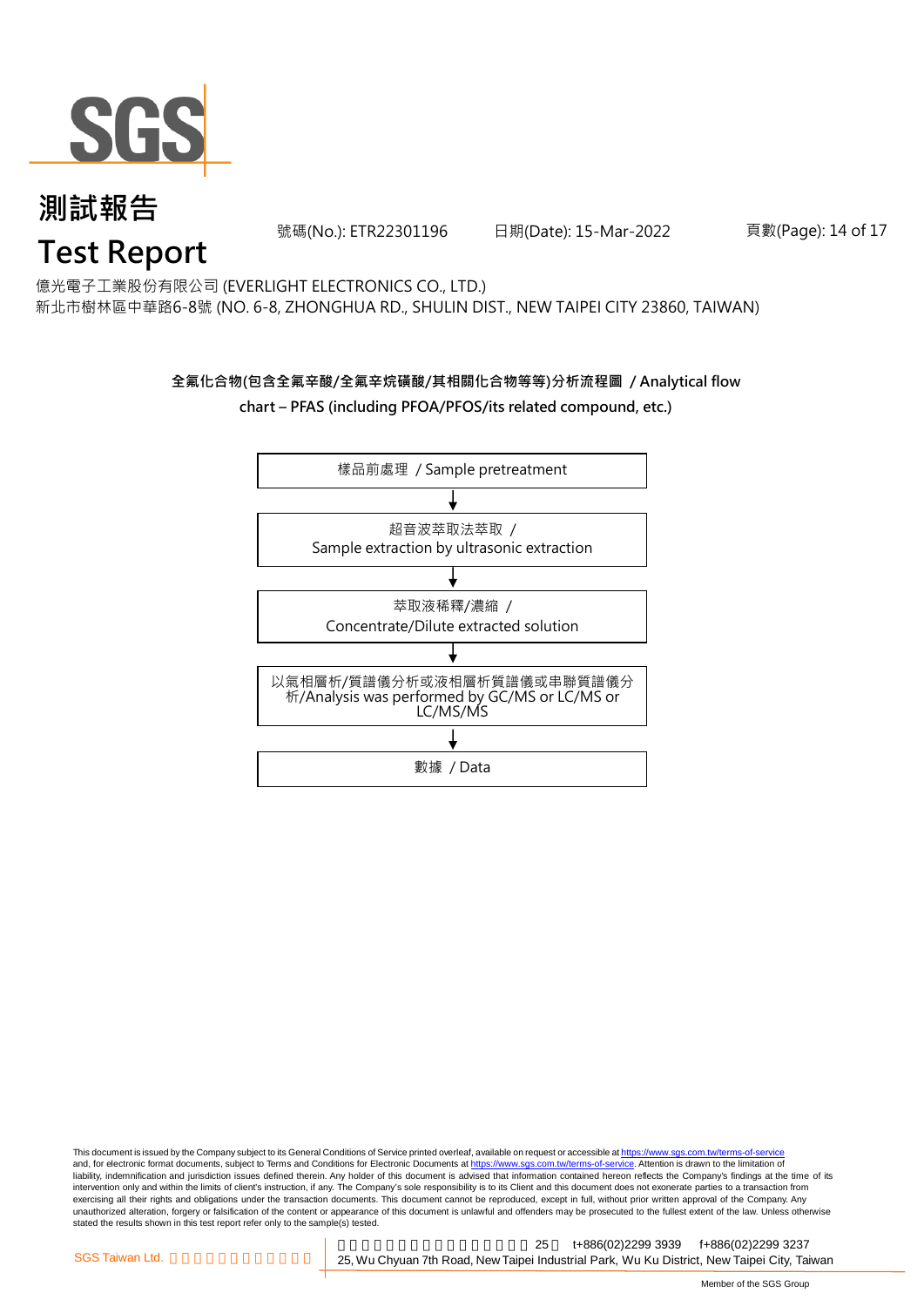# 測試報告

# Test Report

號碼(No.): ETR22301196 日期(Date): 15-Mar-2022

億光電子工業股份有限公司 (EVERLIGHT ELECTRONICS CO., LTD.)
新北市樹林區中華路6-8號 (NO. 6-8, ZHONGHUA RD., SHULIN DIST., NEW TAIPEI CITY 23860, TAIWAN)

**全氟化合物(包含全氟辛酸/全氟辛烷磺酸/其相關化合物等等)分析流程圖 / Analytical flow chart – PFAS (including PFOA/PFOS/its related compound, etc.)**

樣品前處理 / Sample pretreatment

↓

超音波萃取法萃取 / Sample extraction by ultrasonic extraction

↓

萃取液稀釋/濃縮 / Concentrate/Dilute extracted solution

↓

以氣相層析/質譜儀分析或液相層析質譜儀或串聯質譜儀分析/Analysis was performed by GC/MS or LC/MS or LC/MS/MS

↓

數據 / Data

This document is issued by the Company subject to its General Conditions of Service printed overleaf, available on request or accessible at https://www.sgs.com.tw/terms-of-service and, for electronic format documents, subject to Terms and Conditions for Electronic Documents at https://www.sgs.com.tw/terms-of-service. Attention is drawn to the limitation of liability, indemnification and jurisdiction issues defined therein. Any holder of this document is advised that information contained hereon reflects the Company's findings at the time of its intervention only and within the limits of client's instruction, if any. The Company's sole responsibility is to its Client and this document does not exonerate parties to a transaction from exercising all their rights and obligations under the transaction documents. This document cannot be reproduced, except in full, without prior written approval of the Company. Any unauthorized alteration, forgery or falsification of the content or appearance of this document is unlawful and offenders may be prosecuted to the fullest extent of the law. Unless otherwise stated the results shown in this test report refer only to the sample(s) tested.

SGS Taiwan Ltd. | 25 t+886(02)2299 3939 f+886(02)2299 3237
25, Wu Chyuan 7th Road, New Taipei Industrial Park, Wu Ku District, New Taipei City, Taiwan

Member of the SGS Group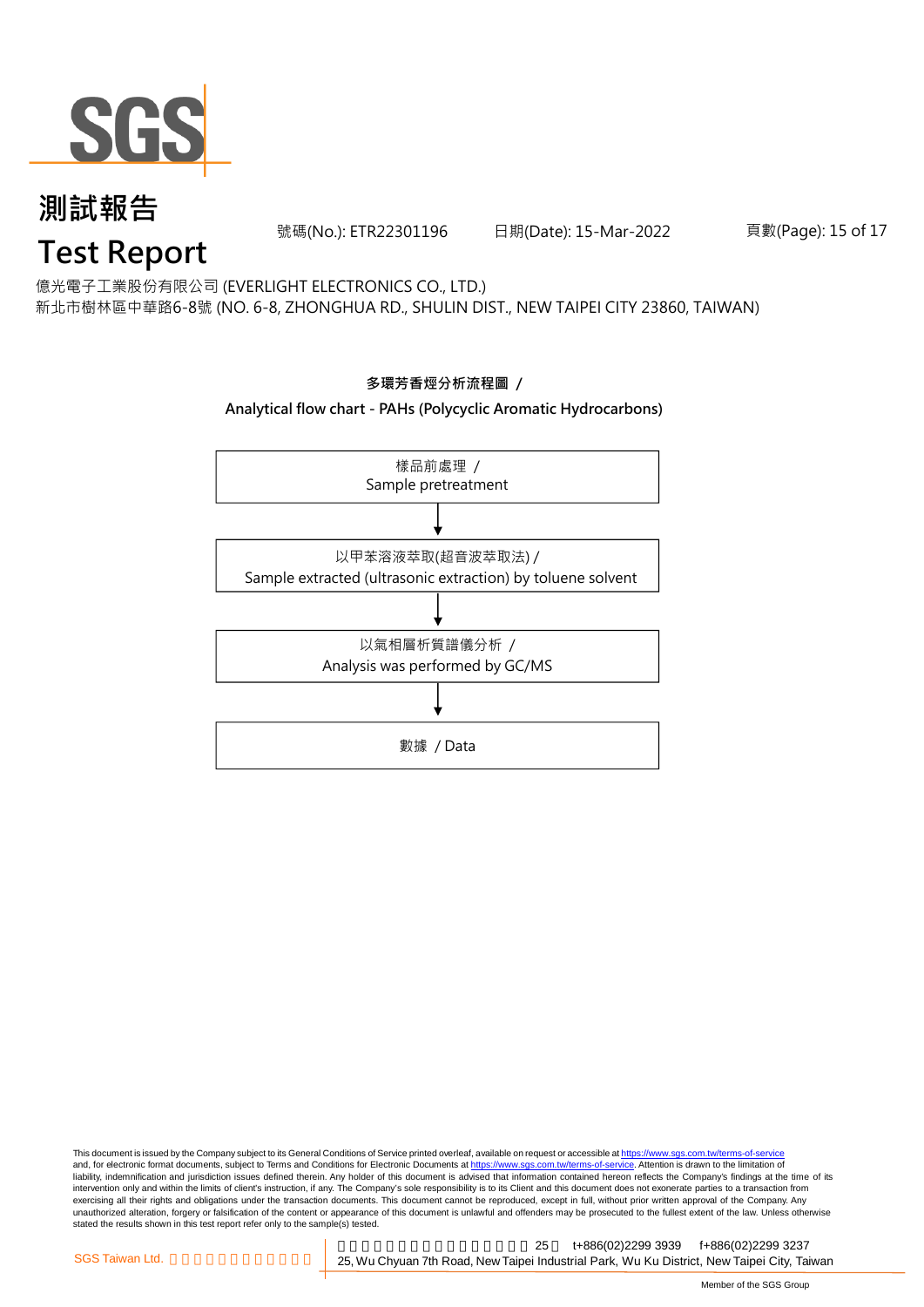# 測試報告

# Test Report

號碼(No.): ETR22301196 日期(Date): 15-Mar-2022

億光電子工業股份有限公司 (EVERLIGHT ELECTRONICS CO., LTD.)
新北市樹林區中華路6-8號 (NO. 6-8, ZHONGHUA RD., SHULIN DIST., NEW TAIPEI CITY 23860, TAIWAN)

**多環芳香烴分析流程圖 /**

**Analytical flow chart - PAHs (Polycyclic Aromatic Hydrocarbons)**

樣品前處理 /
Sample pretreatment

↓

以甲苯溶液萃取(超音波萃取法) /
Sample extracted (ultrasonic extraction) by toluene solvent

↓

以氣相層析質譜儀分析 /
Analysis was performed by GC/MS

↓

數據 / Data

This document is issued by the Company subject to its General Conditions of Service printed overleaf, available on request or accessible at https://www.sgs.com.tw/terms-of-service and, for electronic format documents, subject to Terms and Conditions for Electronic Documents at https://www.sgs.com.tw/terms-of-service. Attention is drawn to the limitation of liability, indemnification and jurisdiction issues defined therein. Any holder of this document is advised that information contained hereon reflects the Company's findings at the time of its intervention only and within the limits of client's instruction, if any. The Company's sole responsibility is to its Client and this document does not exonerate parties to a transaction from exercising all their rights and obligations under the transaction documents. This document cannot be reproduced, except in full, without prior written approval of the Company. Any unauthorized alteration, forgery or falsification of the content or appearance of this document is unlawful and offenders may be prosecuted to the fullest extent of the law. Unless otherwise stated the results shown in this test report refer only to the sample(s) tested.

SGS Taiwan Ltd. 25 t+886(02)2299 3939 f+886(02)2299 3237
25, Wu Chyuan 7th Road, New Taipei Industrial Park, Wu Ku District, New Taipei City, Taiwan

Member of the SGS Group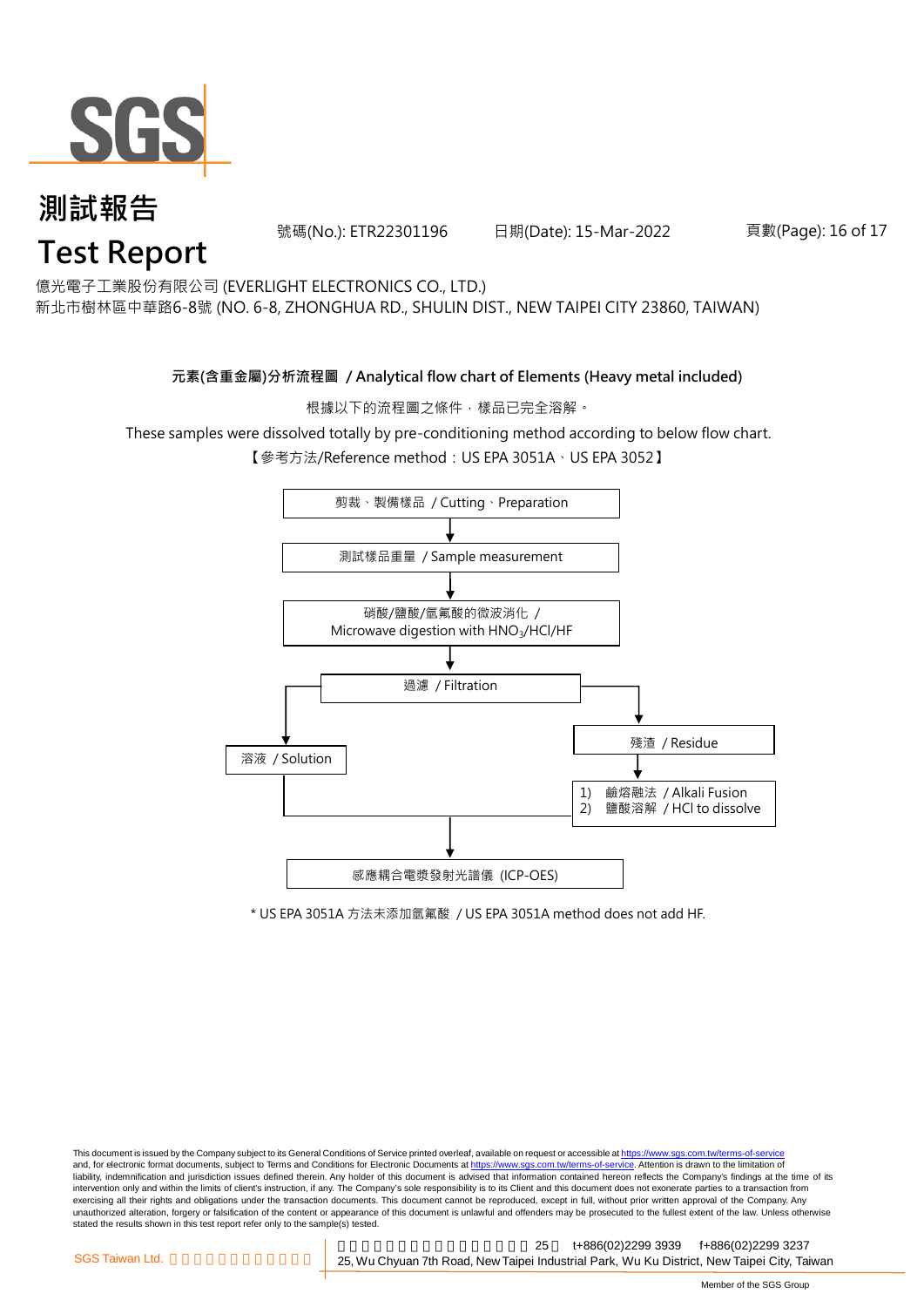# 測試報告
# Test Report

號碼(No.): ETR22301196　　日期(Date): 15-Mar-2022

億光電子工業股份有限公司 (EVERLIGHT ELECTRONICS CO., LTD.)
新北市樹林區中華路6-8號 (NO. 6-8, ZHONGHUA RD., SHULIN DIST., NEW TAIPEI CITY 23860, TAIWAN)

**元素(含重金屬)分析流程圖 / Analytical flow chart of Elements (Heavy metal included)**

根據以下的流程圖之條件，樣品已完全溶解。

These samples were dissolved totally by pre-conditioning method according to below flow chart.

【參考方法/Reference method：US EPA 3051A、US EPA 3052】

剪裁、製備樣品 / Cutting、Preparation

↓

測試樣品重量 / Sample measurement

↓

硝酸/鹽酸/氫氟酸的微波消化 / Microwave digestion with $HNO_3$/HCl/HF

↓

過濾 / Filtration

→ 溶液 / Solution

→ 殘渣 / Residue → 1) 鹼熔融法 / Alkali Fusion 2) 鹽酸溶解 / HCl to dissolve

↓

感應耦合電漿發射光譜儀 (ICP-OES)

\* US EPA 3051A 方法未添加氫氟酸 / US EPA 3051A method does not add HF.

This document is issued by the Company subject to its General Conditions of Service printed overleaf, available on request or accessible at https://www.sgs.com.tw/terms-of-service and, for electronic format documents, subject to Terms and Conditions for Electronic Documents at https://www.sgs.com.tw/terms-of-service. Attention is drawn to the limitation of liability, indemnification and jurisdiction issues defined therein. Any holder of this document is advised that information contained hereon reflects the Company's findings at the time of its intervention only and within the limits of client's instruction, if any. The Company's sole responsibility is to its Client and this document does not exonerate parties to a transaction from exercising all their rights and obligations under the transaction documents. This document cannot be reproduced, except in full, without prior written approval of the Company. Any unauthorized alteration, forgery or falsification of the content or appearance of this document is unlawful and offenders may be prosecuted to the fullest extent of the law. Unless otherwise stated the results shown in this test report refer only to the sample(s) tested.

SGS Taiwan Ltd. 25, Wu Chyuan 7th Road, New Taipei Industrial Park, Wu Ku District, New Taipei City, Taiwan t+886(02)2299 3939 f+886(02)2299 3237

Member of the SGS Group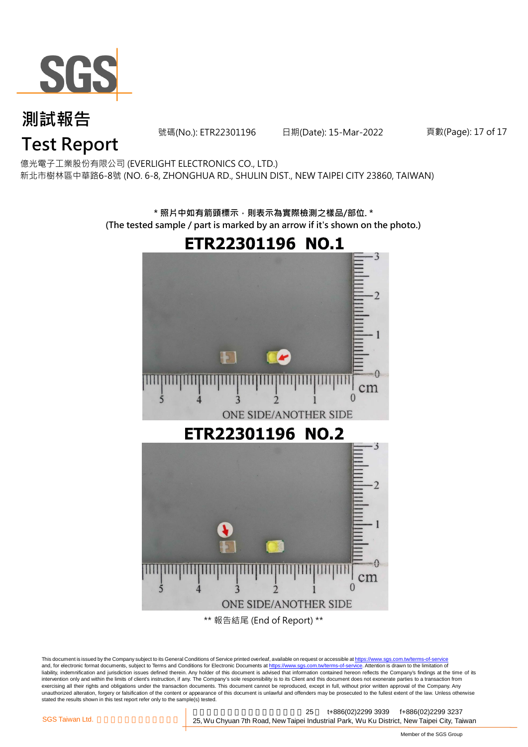# 測試報告

# Test Report

號碼(No.): ETR22301196　　日期(Date): 15-Mar-2022

億光電子工業股份有限公司 (EVERLIGHT ELECTRONICS CO., LTD.)

新北市樹林區中華路6-8號 (NO. 6-8, ZHONGHUA RD., SHULIN DIST., NEW TAIPEI CITY 23860, TAIWAN)

**\* 照片中如有箭頭標示，則表示為實際檢測之樣品/部位. \***

**(The tested sample / part is marked by an arrow if it's shown on the photo.)**

**ETR22301196 NO.1**

ONE SIDE/ANOTHER SIDE

**ETR22301196 NO.2**

ONE SIDE/ANOTHER SIDE

** 報告結尾 (End of Report) **

This document is issued by the Company subject to its General Conditions of Service printed overleaf, available on request or accessible at https://www.sgs.com.tw/terms-of-service and, for electronic format documents, subject to Terms and Conditions for Electronic Documents at https://www.sgs.com.tw/terms-of-service. Attention is drawn to the limitation of liability, indemnification and jurisdiction issues defined therein. Any holder of this document is advised that information contained hereon reflects the Company's findings at the time of its intervention only and within the limits of client's instruction, if any. The Company's sole responsibility is to its Client and this document does not exonerate parties to a transaction from exercising all their rights and obligations under the transaction documents. This document cannot be reproduced, except in full, without prior written approval of the Company. Any unauthorized alteration, forgery or falsification of the content or appearance of this document is unlawful and offenders may be prosecuted to the fullest extent of the law. Unless otherwise stated the results shown in this test report refer only to the sample(s) tested.

SGS Taiwan Ltd.　25, Wu Chyuan 7th Road, New Taipei Industrial Park, Wu Ku District, New Taipei City, Taiwan　t+886(02)2299 3939　f+886(02)2299 3237

Member of the SGS Group